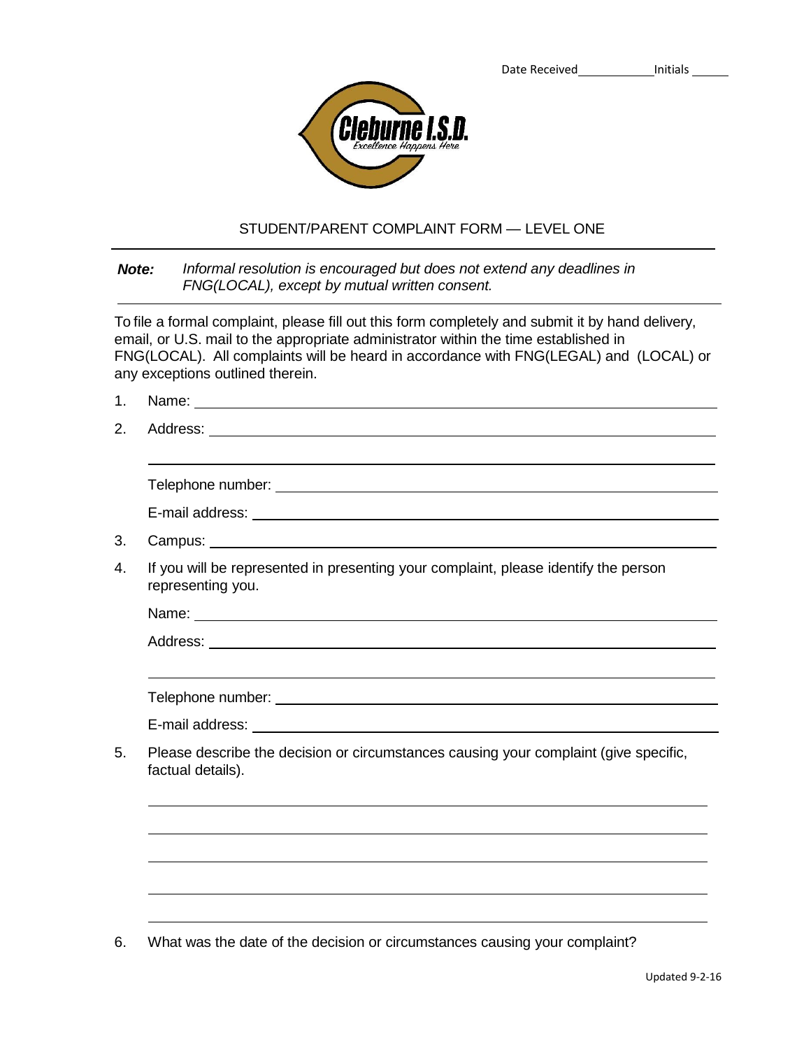Date Received__________ Initials ______

Cleburne I.S.D.

*Excellence Happens Here*

## STUDENT/PARENT COMPLAINT FORM — LEVEL ONE

***Note:*** *Informal resolution is encouraged but does not extend any deadlines in FNG(LOCAL), except by mutual written consent.*

To file a formal complaint, please fill out this form completely and submit it by hand delivery, email, or U.S. mail to the appropriate administrator within the time established in FNG(LOCAL). All complaints will be heard in accordance with FNG(LEGAL) and (LOCAL) or any exceptions outlined therein.

1. Name: ____________________________________________

2. Address: ____________________________________________

   ____________________________________________

   Telephone number: ____________________________________________

   E-mail address: ____________________________________________

3. Campus: ____________________________________________

4. If you will be represented in presenting your complaint, please identify the person representing you.

   Name: ____________________________________________

   Address: ____________________________________________

   ____________________________________________

   Telephone number: ____________________________________________

   E-mail address: ____________________________________________

5. Please describe the decision or circumstances causing your complaint (give specific, factual details).

   ____________________________________________

   ____________________________________________

   ____________________________________________

   ____________________________________________

   ____________________________________________

6. What was the date of the decision or circumstances causing your complaint?

Updated 9-2-16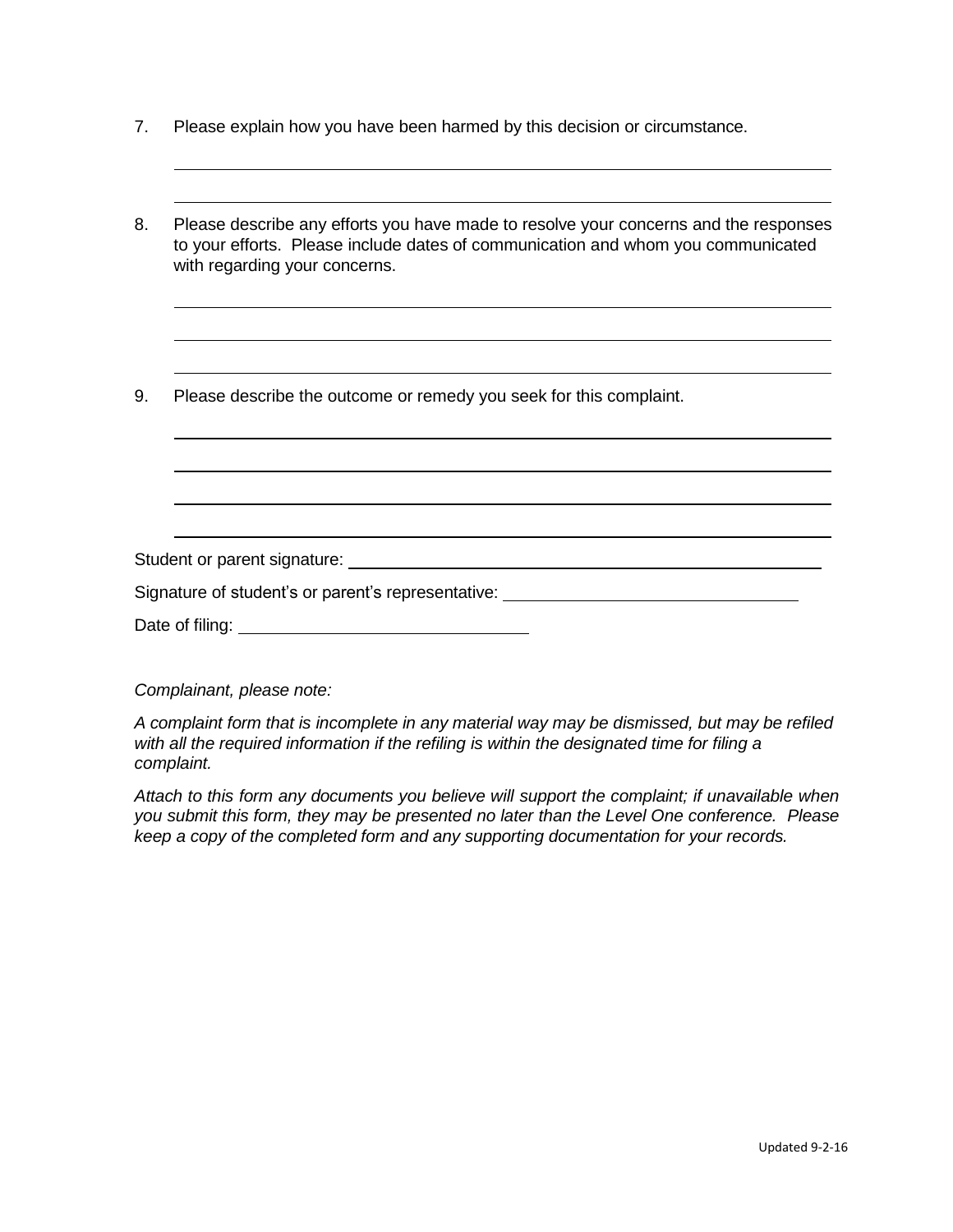7. Please explain how you have been harmed by this decision or circumstance.

\_\_\_\_\_\_\_\_\_\_\_\_\_\_\_\_\_\_\_\_\_\_\_\_\_\_\_\_\_\_\_\_\_\_\_\_\_\_\_\_\_\_\_\_\_\_\_\_\_\_\_\_\_\_\_\_\_\_\_\_\_\_\_\_\_\_\_\_\_\_

\_\_\_\_\_\_\_\_\_\_\_\_\_\_\_\_\_\_\_\_\_\_\_\_\_\_\_\_\_\_\_\_\_\_\_\_\_\_\_\_\_\_\_\_\_\_\_\_\_\_\_\_\_\_\_\_\_\_\_\_\_\_\_\_\_\_\_\_\_\_

8. Please describe any efforts you have made to resolve your concerns and the responses to your efforts. Please include dates of communication and whom you communicated with regarding your concerns.

\_\_\_\_\_\_\_\_\_\_\_\_\_\_\_\_\_\_\_\_\_\_\_\_\_\_\_\_\_\_\_\_\_\_\_\_\_\_\_\_\_\_\_\_\_\_\_\_\_\_\_\_\_\_\_\_\_\_\_\_\_\_\_\_\_\_\_\_\_\_

\_\_\_\_\_\_\_\_\_\_\_\_\_\_\_\_\_\_\_\_\_\_\_\_\_\_\_\_\_\_\_\_\_\_\_\_\_\_\_\_\_\_\_\_\_\_\_\_\_\_\_\_\_\_\_\_\_\_\_\_\_\_\_\_\_\_\_\_\_\_

\_\_\_\_\_\_\_\_\_\_\_\_\_\_\_\_\_\_\_\_\_\_\_\_\_\_\_\_\_\_\_\_\_\_\_\_\_\_\_\_\_\_\_\_\_\_\_\_\_\_\_\_\_\_\_\_\_\_\_\_\_\_\_\_\_\_\_\_\_\_

9. Please describe the outcome or remedy you seek for this complaint.

\_\_\_\_\_\_\_\_\_\_\_\_\_\_\_\_\_\_\_\_\_\_\_\_\_\_\_\_\_\_\_\_\_\_\_\_\_\_\_\_\_\_\_\_\_\_\_\_\_\_\_\_\_\_\_\_\_\_\_\_\_\_\_\_\_\_\_\_\_\_

\_\_\_\_\_\_\_\_\_\_\_\_\_\_\_\_\_\_\_\_\_\_\_\_\_\_\_\_\_\_\_\_\_\_\_\_\_\_\_\_\_\_\_\_\_\_\_\_\_\_\_\_\_\_\_\_\_\_\_\_\_\_\_\_\_\_\_\_\_\_

\_\_\_\_\_\_\_\_\_\_\_\_\_\_\_\_\_\_\_\_\_\_\_\_\_\_\_\_\_\_\_\_\_\_\_\_\_\_\_\_\_\_\_\_\_\_\_\_\_\_\_\_\_\_\_\_\_\_\_\_\_\_\_\_\_\_\_\_\_\_

\_\_\_\_\_\_\_\_\_\_\_\_\_\_\_\_\_\_\_\_\_\_\_\_\_\_\_\_\_\_\_\_\_\_\_\_\_\_\_\_\_\_\_\_\_\_\_\_\_\_\_\_\_\_\_\_\_\_\_\_\_\_\_\_\_\_\_\_\_\_

Student or parent signature: \_\_\_\_\_\_\_\_\_\_\_\_\_\_\_\_\_\_\_\_\_\_\_\_\_\_\_\_\_\_\_\_\_\_\_\_\_\_\_\_\_\_\_\_\_\_\_\_

Signature of student's or parent's representative: \_\_\_\_\_\_\_\_\_\_\_\_\_\_\_\_\_\_\_\_\_\_\_\_\_\_\_\_\_\_

Date of filing: \_\_\_\_\_\_\_\_\_\_\_\_\_\_\_\_\_\_\_\_\_\_\_\_\_\_\_\_\_\_

*Complainant, please note:*

*A complaint form that is incomplete in any material way may be dismissed, but may be refiled with all the required information if the refiling is within the designated time for filing a complaint.*

*Attach to this form any documents you believe will support the complaint; if unavailable when you submit this form, they may be presented no later than the Level One conference. Please keep a copy of the completed form and any supporting documentation for your records.*

Updated 9-2-16